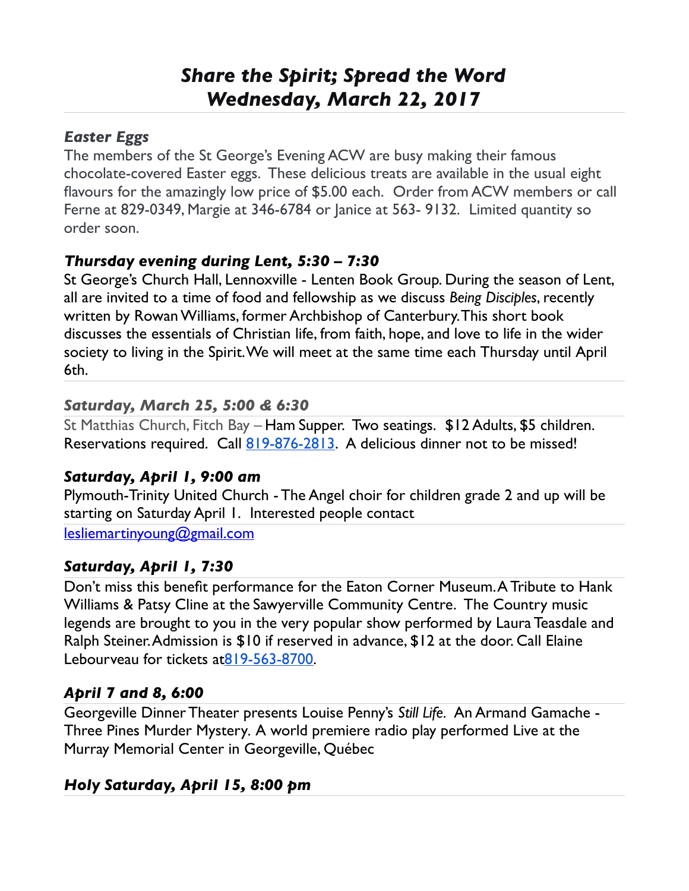# *Share the Spirit; Spread the Word*
# *Wednesday, March 22, 2017*

### *Easter Eggs*

The members of the St George's Evening ACW are busy making their famous chocolate-covered Easter eggs. These delicious treats are available in the usual eight flavours for the amazingly low price of $5.00 each. Order from ACW members or call Ferne at 829-0349, Margie at 346-6784 or Janice at 563- 9132. Limited quantity so order soon.

### *Thursday evening during Lent, 5:30 – 7:30*

St George's Church Hall, Lennoxville - Lenten Book Group. During the season of Lent, all are invited to a time of food and fellowship as we discuss *Being Disciples*, recently written by Rowan Williams, former Archbishop of Canterbury. This short book discusses the essentials of Christian life, from faith, hope, and love to life in the wider society to living in the Spirit. We will meet at the same time each Thursday until April 6th.

### *Saturday, March 25, 5:00 & 6:30*

St Matthias Church, Fitch Bay – Ham Supper. Two seatings. $12 Adults, $5 children. Reservations required. Call 819-876-2813. A delicious dinner not to be missed!

### *Saturday, April 1, 9:00 am*

Plymouth-Trinity United Church - The Angel choir for children grade 2 and up will be starting on Saturday April 1. Interested people contact lesliemartinyoung@gmail.com

### *Saturday, April 1, 7:30*

Don't miss this benefit performance for the Eaton Corner Museum. A Tribute to Hank Williams & Patsy Cline at the Sawyerville Community Centre. The Country music legends are brought to you in the very popular show performed by Laura Teasdale and Ralph Steiner. Admission is $10 if reserved in advance, $12 at the door. Call Elaine Lebourveau for tickets at819-563-8700.

### *April 7 and 8, 6:00*

Georgeville Dinner Theater presents Louise Penny's *Still Life*. An Armand Gamache - Three Pines Murder Mystery. A world premiere radio play performed Live at the Murray Memorial Center in Georgeville, Québec

### *Holy Saturday, April 15, 8:00 pm*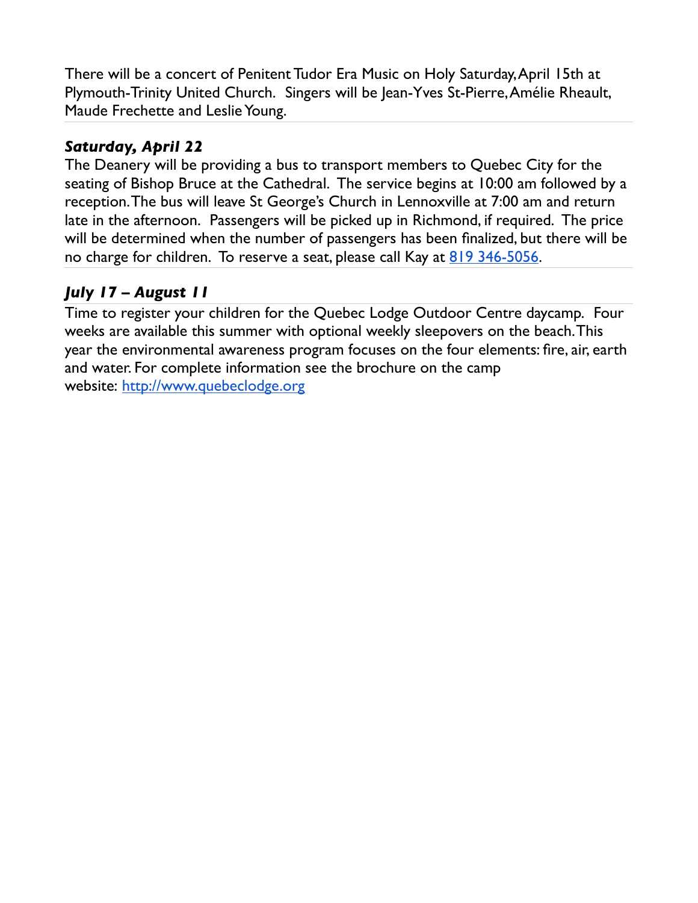There will be a concert of Penitent Tudor Era Music on Holy Saturday, April 15th at Plymouth-Trinity United Church. Singers will be Jean-Yves St-Pierre, Amélie Rheault, Maude Frechette and Leslie Young.

---

### *Saturday, April 22*

The Deanery will be providing a bus to transport members to Quebec City for the seating of Bishop Bruce at the Cathedral. The service begins at 10:00 am followed by a reception. The bus will leave St George's Church in Lennoxville at 7:00 am and return late in the afternoon. Passengers will be picked up in Richmond, if required. The price will be determined when the number of passengers has been finalized, but there will be no charge for children. To reserve a seat, please call Kay at [819 346-5056](tel:819-346-5056).

---

### *July 17 – August 11*

Time to register your children for the Quebec Lodge Outdoor Centre daycamp. Four weeks are available this summer with optional weekly sleepovers on the beach. This year the environmental awareness program focuses on the four elements: fire, air, earth and water. For complete information see the brochure on the camp website: [http://www.quebeclodge.org](http://www.quebeclodge.org)